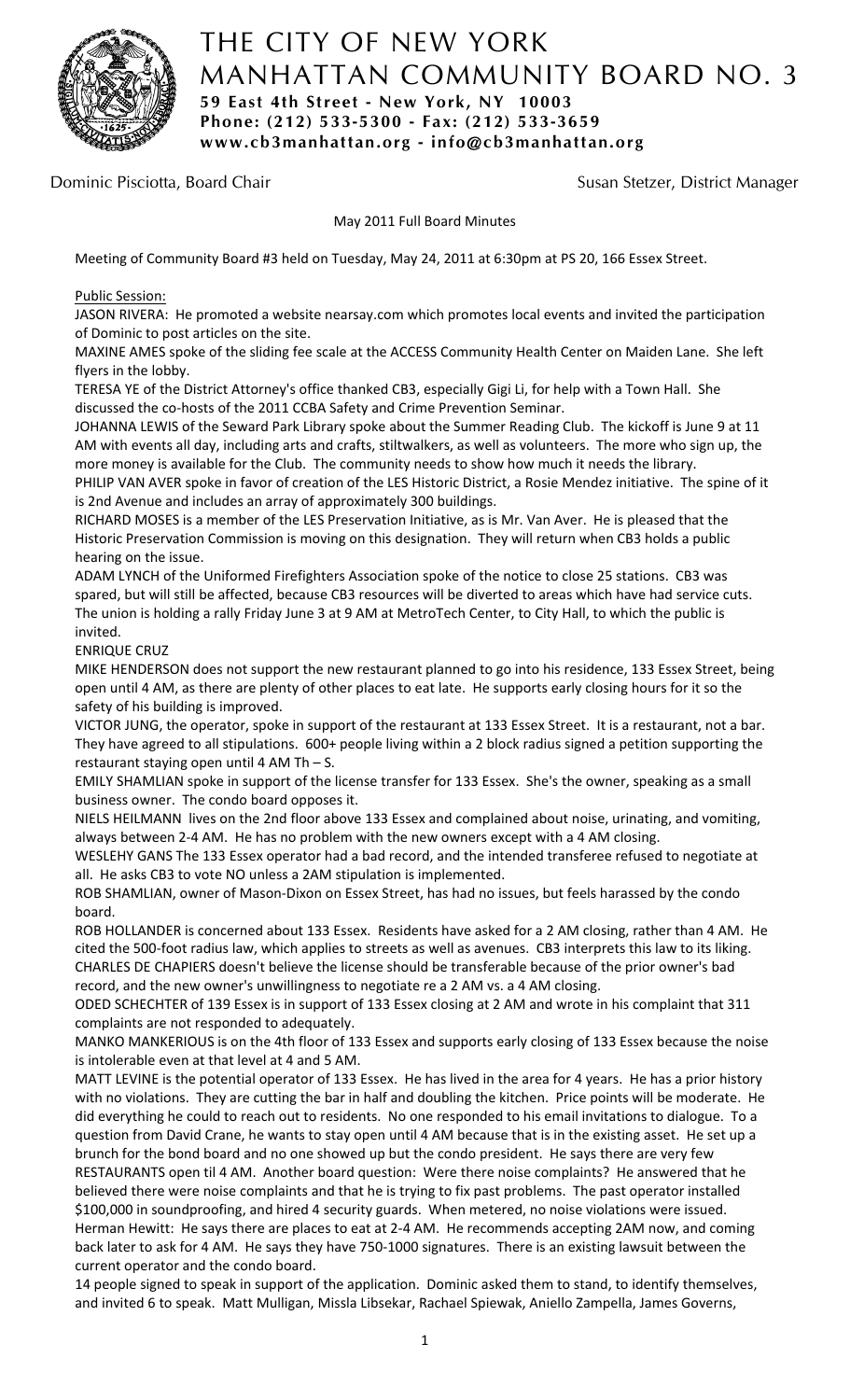# THE CITY OF NEW YORK
# MANHATTAN COMMUNITY BOARD NO. 3

**59 East 4th Street - New York, NY 10003**
**Phone: (212) 533-5300 - Fax: (212) 533-3659**
**www.cb3manhattan.org - info@cb3manhattan.org**

Dominic Pisciotta, Board Chair — Susan Stetzer, District Manager

May 2011 Full Board Minutes

Meeting of Community Board #3 held on Tuesday, May 24, 2011 at 6:30pm at PS 20, 166 Essex Street.

Public Session:

JASON RIVERA: He promoted a website nearsay.com which promotes local events and invited the participation of Dominic to post articles on the site.

MAXINE AMES spoke of the sliding fee scale at the ACCESS Community Health Center on Maiden Lane. She left flyers in the lobby.

TERESA YE of the District Attorney's office thanked CB3, especially Gigi Li, for help with a Town Hall. She discussed the co-hosts of the 2011 CCBA Safety and Crime Prevention Seminar.

JOHANNA LEWIS of the Seward Park Library spoke about the Summer Reading Club. The kickoff is June 9 at 11 AM with events all day, including arts and crafts, stiltwalkers, as well as volunteers. The more who sign up, the more money is available for the Club. The community needs to show how much it needs the library.

PHILIP VAN AVER spoke in favor of creation of the LES Historic District, a Rosie Mendez initiative. The spine of it is 2nd Avenue and includes an array of approximately 300 buildings.

RICHARD MOSES is a member of the LES Preservation Initiative, as is Mr. Van Aver. He is pleased that the Historic Preservation Commission is moving on this designation. They will return when CB3 holds a public hearing on the issue.

ADAM LYNCH of the Uniformed Firefighters Association spoke of the notice to close 25 stations. CB3 was spared, but will still be affected, because CB3 resources will be diverted to areas which have had service cuts. The union is holding a rally Friday June 3 at 9 AM at MetroTech Center, to City Hall, to which the public is invited.

ENRIQUE CRUZ

MIKE HENDERSON does not support the new restaurant planned to go into his residence, 133 Essex Street, being open until 4 AM, as there are plenty of other places to eat late. He supports early closing hours for it so the safety of his building is improved.

VICTOR JUNG, the operator, spoke in support of the restaurant at 133 Essex Street. It is a restaurant, not a bar. They have agreed to all stipulations. 600+ people living within a 2 block radius signed a petition supporting the restaurant staying open until 4 AM Th – S.

EMILY SHAMLIAN spoke in support of the license transfer for 133 Essex. She's the owner, speaking as a small business owner. The condo board opposes it.

NIELS HEILMANN lives on the 2nd floor above 133 Essex and complained about noise, urinating, and vomiting, always between 2-4 AM. He has no problem with the new owners except with a 4 AM closing.

WESLEHY GANS The 133 Essex operator had a bad record, and the intended transferee refused to negotiate at all. He asks CB3 to vote NO unless a 2AM stipulation is implemented.

ROB SHAMLIAN, owner of Mason-Dixon on Essex Street, has had no issues, but feels harassed by the condo board.

ROB HOLLANDER is concerned about 133 Essex. Residents have asked for a 2 AM closing, rather than 4 AM. He cited the 500-foot radius law, which applies to streets as well as avenues. CB3 interprets this law to its liking.

CHARLES DE CHAPIERS doesn't believe the license should be transferable because of the prior owner's bad record, and the new owner's unwillingness to negotiate re a 2 AM vs. a 4 AM closing.

ODED SCHECHTER of 139 Essex is in support of 133 Essex closing at 2 AM and wrote in his complaint that 311 complaints are not responded to adequately.

MANKO MANKERIOUS is on the 4th floor of 133 Essex and supports early closing of 133 Essex because the noise is intolerable even at that level at 4 and 5 AM.

MATT LEVINE is the potential operator of 133 Essex. He has lived in the area for 4 years. He has a prior history with no violations. They are cutting the bar in half and doubling the kitchen. Price points will be moderate. He did everything he could to reach out to residents. No one responded to his email invitations to dialogue. To a question from David Crane, he wants to stay open until 4 AM because that is in the existing asset. He set up a brunch for the bond board and no one showed up but the condo president. He says there are very few RESTAURANTS open til 4 AM. Another board question: Were there noise complaints? He answered that he believed there were noise complaints and that he is trying to fix past problems. The past operator installed $100,000 in soundproofing, and hired 4 security guards. When metered, no noise violations were issued. Herman Hewitt: He says there are places to eat at 2-4 AM. He recommends accepting 2AM now, and coming back later to ask for 4 AM. He says they have 750-1000 signatures. There is an existing lawsuit between the current operator and the condo board.

14 people signed to speak in support of the application. Dominic asked them to stand, to identify themselves, and invited 6 to speak. Matt Mulligan, Missla Libsekar, Rachael Spiewak, Aniello Zampella, James Governs,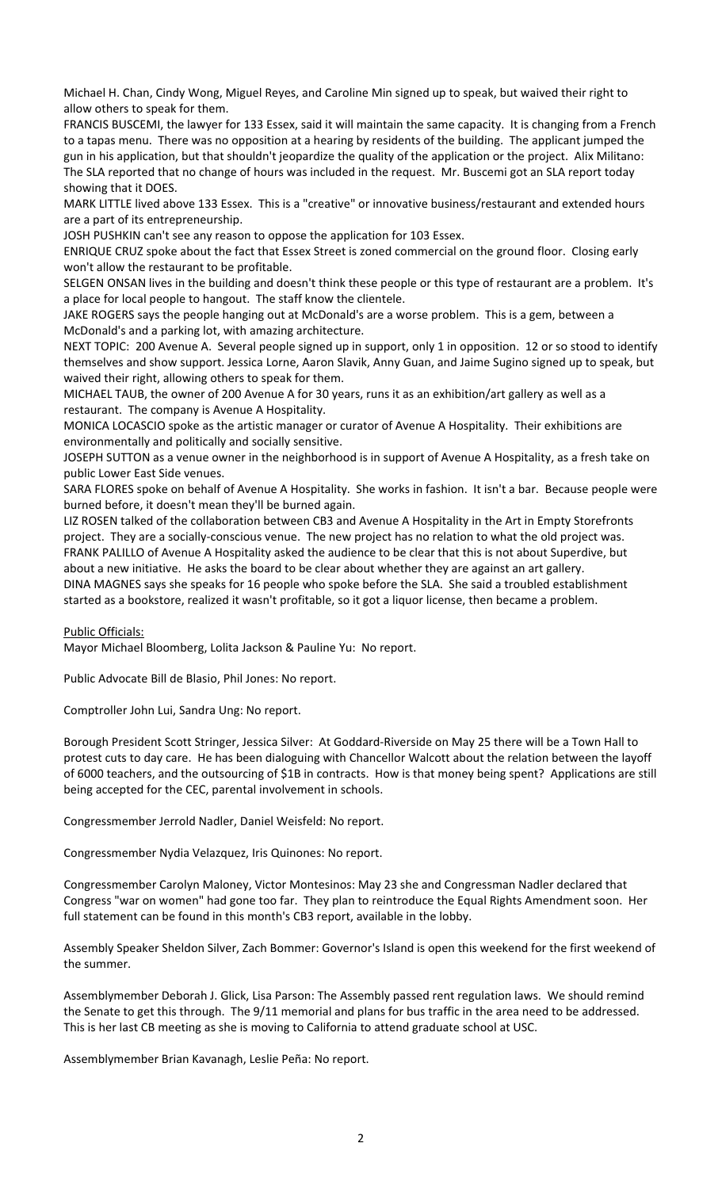Michael H. Chan, Cindy Wong, Miguel Reyes, and Caroline Min signed up to speak, but waived their right to allow others to speak for them.

FRANCIS BUSCEMI, the lawyer for 133 Essex, said it will maintain the same capacity. It is changing from a French to a tapas menu. There was no opposition at a hearing by residents of the building. The applicant jumped the gun in his application, but that shouldn't jeopardize the quality of the application or the project. Alix Militano: The SLA reported that no change of hours was included in the request. Mr. Buscemi got an SLA report today showing that it DOES.

MARK LITTLE lived above 133 Essex. This is a "creative" or innovative business/restaurant and extended hours are a part of its entrepreneurship.

JOSH PUSHKIN can't see any reason to oppose the application for 103 Essex.

ENRIQUE CRUZ spoke about the fact that Essex Street is zoned commercial on the ground floor. Closing early won't allow the restaurant to be profitable.

SELGEN ONSAN lives in the building and doesn't think these people or this type of restaurant are a problem. It's a place for local people to hangout. The staff know the clientele.

JAKE ROGERS says the people hanging out at McDonald's are a worse problem. This is a gem, between a McDonald's and a parking lot, with amazing architecture.

NEXT TOPIC: 200 Avenue A. Several people signed up in support, only 1 in opposition. 12 or so stood to identify themselves and show support. Jessica Lorne, Aaron Slavik, Anny Guan, and Jaime Sugino signed up to speak, but waived their right, allowing others to speak for them.

MICHAEL TAUB, the owner of 200 Avenue A for 30 years, runs it as an exhibition/art gallery as well as a restaurant. The company is Avenue A Hospitality.

MONICA LOCASCIO spoke as the artistic manager or curator of Avenue A Hospitality. Their exhibitions are environmentally and politically and socially sensitive.

JOSEPH SUTTON as a venue owner in the neighborhood is in support of Avenue A Hospitality, as a fresh take on public Lower East Side venues.

SARA FLORES spoke on behalf of Avenue A Hospitality. She works in fashion. It isn't a bar. Because people were burned before, it doesn't mean they'll be burned again.

LIZ ROSEN talked of the collaboration between CB3 and Avenue A Hospitality in the Art in Empty Storefronts project. They are a socially-conscious venue. The new project has no relation to what the old project was.

FRANK PALILLO of Avenue A Hospitality asked the audience to be clear that this is not about Superdive, but about a new initiative. He asks the board to be clear about whether they are against an art gallery.

DINA MAGNES says she speaks for 16 people who spoke before the SLA. She said a troubled establishment started as a bookstore, realized it wasn't profitable, so it got a liquor license, then became a problem.

Public Officials:

Mayor Michael Bloomberg, Lolita Jackson & Pauline Yu: No report.

Public Advocate Bill de Blasio, Phil Jones: No report.

Comptroller John Lui, Sandra Ung: No report.

Borough President Scott Stringer, Jessica Silver: At Goddard-Riverside on May 25 there will be a Town Hall to protest cuts to day care. He has been dialoguing with Chancellor Walcott about the relation between the layoff of 6000 teachers, and the outsourcing of $1B in contracts. How is that money being spent? Applications are still being accepted for the CEC, parental involvement in schools.

Congressmember Jerrold Nadler, Daniel Weisfeld: No report.

Congressmember Nydia Velazquez, Iris Quinones: No report.

Congressmember Carolyn Maloney, Victor Montesinos: May 23 she and Congressman Nadler declared that Congress "war on women" had gone too far. They plan to reintroduce the Equal Rights Amendment soon. Her full statement can be found in this month's CB3 report, available in the lobby.

Assembly Speaker Sheldon Silver, Zach Bommer: Governor's Island is open this weekend for the first weekend of the summer.

Assemblymember Deborah J. Glick, Lisa Parson: The Assembly passed rent regulation laws. We should remind the Senate to get this through. The 9/11 memorial and plans for bus traffic in the area need to be addressed. This is her last CB meeting as she is moving to California to attend graduate school at USC.

Assemblymember Brian Kavanagh, Leslie Peña: No report.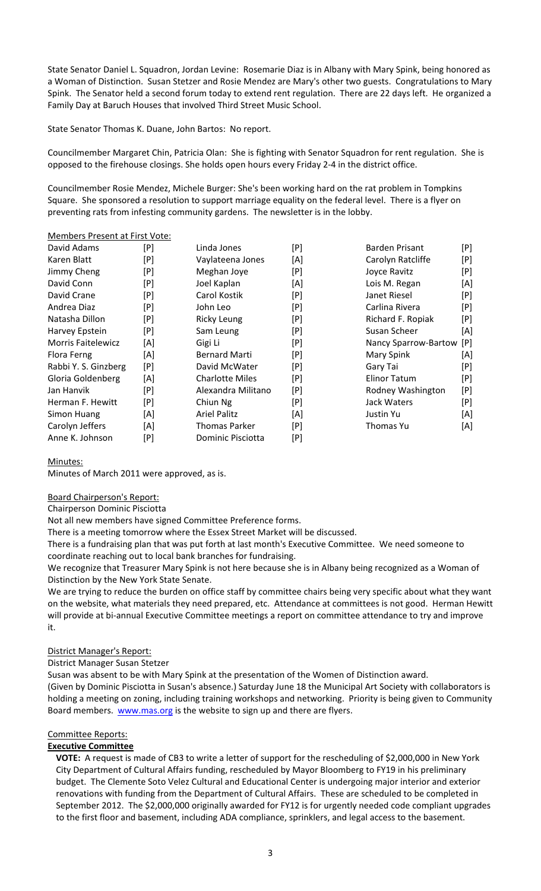State Senator Daniel L. Squadron, Jordan Levine: Rosemarie Diaz is in Albany with Mary Spink, being honored as a Woman of Distinction. Susan Stetzer and Rosie Mendez are Mary's other two guests. Congratulations to Mary Spink. The Senator held a second forum today to extend rent regulation. There are 22 days left. He organized a Family Day at Baruch Houses that involved Third Street Music School.

State Senator Thomas K. Duane, John Bartos: No report.

Councilmember Margaret Chin, Patricia Olan: She is fighting with Senator Squadron for rent regulation. She is opposed to the firehouse closings. She holds open hours every Friday 2-4 in the district office.

Councilmember Rosie Mendez, Michele Burger: She's been working hard on the rat problem in Tompkins Square. She sponsored a resolution to support marriage equality on the federal level. There is a flyer on preventing rats from infesting community gardens. The newsletter is in the lobby.

Members Present at First Vote:

| | | | | | |
|---|---|---|---|---|---|
| David Adams | [P] | Linda Jones | [P] | Barden Prisant | [P] |
| Karen Blatt | [P] | Vaylateena Jones | [A] | Carolyn Ratcliffe | [P] |
| Jimmy Cheng | [P] | Meghan Joye | [P] | Joyce Ravitz | [P] |
| David Conn | [P] | Joel Kaplan | [A] | Lois M. Regan | [A] |
| David Crane | [P] | Carol Kostik | [P] | Janet Riesel | [P] |
| Andrea Diaz | [P] | John Leo | [P] | Carlina Rivera | [P] |
| Natasha Dillon | [P] | Ricky Leung | [P] | Richard F. Ropiak | [P] |
| Harvey Epstein | [P] | Sam Leung | [P] | Susan Scheer | [A] |
| Morris Faitelewicz | [A] | Gigi Li | [P] | Nancy Sparrow-Bartow | [P] |
| Flora Ferng | [A] | Bernard Marti | [P] | Mary Spink | [A] |
| Rabbi Y. S. Ginzberg | [P] | David McWater | [P] | Gary Tai | [P] |
| Gloria Goldenberg | [A] | Charlotte Miles | [P] | Elinor Tatum | [P] |
| Jan Hanvik | [P] | Alexandra Militano | [P] | Rodney Washington | [P] |
| Herman F. Hewitt | [P] | Chiun Ng | [P] | Jack Waters | [P] |
| Simon Huang | [A] | Ariel Palitz | [A] | Justin Yu | [A] |
| Carolyn Jeffers | [A] | Thomas Parker | [P] | Thomas Yu | [A] |
| Anne K. Johnson | [P] | Dominic Pisciotta | [P] | | |

Minutes:

Minutes of March 2011 were approved, as is.

Board Chairperson's Report:

Chairperson Dominic Pisciotta

Not all new members have signed Committee Preference forms.

There is a meeting tomorrow where the Essex Street Market will be discussed.

There is a fundraising plan that was put forth at last month's Executive Committee. We need someone to coordinate reaching out to local bank branches for fundraising.

We recognize that Treasurer Mary Spink is not here because she is in Albany being recognized as a Woman of Distinction by the New York State Senate.

We are trying to reduce the burden on office staff by committee chairs being very specific about what they want on the website, what materials they need prepared, etc. Attendance at committees is not good. Herman Hewitt will provide at bi-annual Executive Committee meetings a report on committee attendance to try and improve it.

District Manager's Report:

District Manager Susan Stetzer

Susan was absent to be with Mary Spink at the presentation of the Women of Distinction award.

(Given by Dominic Pisciotta in Susan's absence.) Saturday June 18 the Municipal Art Society with collaborators is holding a meeting on zoning, including training workshops and networking. Priority is being given to Community Board members. www.mas.org is the website to sign up and there are flyers.

Committee Reports:

**Executive Committee**

**VOTE:** A request is made of CB3 to write a letter of support for the rescheduling of $2,000,000 in New York City Department of Cultural Affairs funding, rescheduled by Mayor Bloomberg to FY19 in his preliminary budget. The Clemente Soto Velez Cultural and Educational Center is undergoing major interior and exterior renovations with funding from the Department of Cultural Affairs. These are scheduled to be completed in September 2012. The $2,000,000 originally awarded for FY12 is for urgently needed code compliant upgrades to the first floor and basement, including ADA compliance, sprinklers, and legal access to the basement.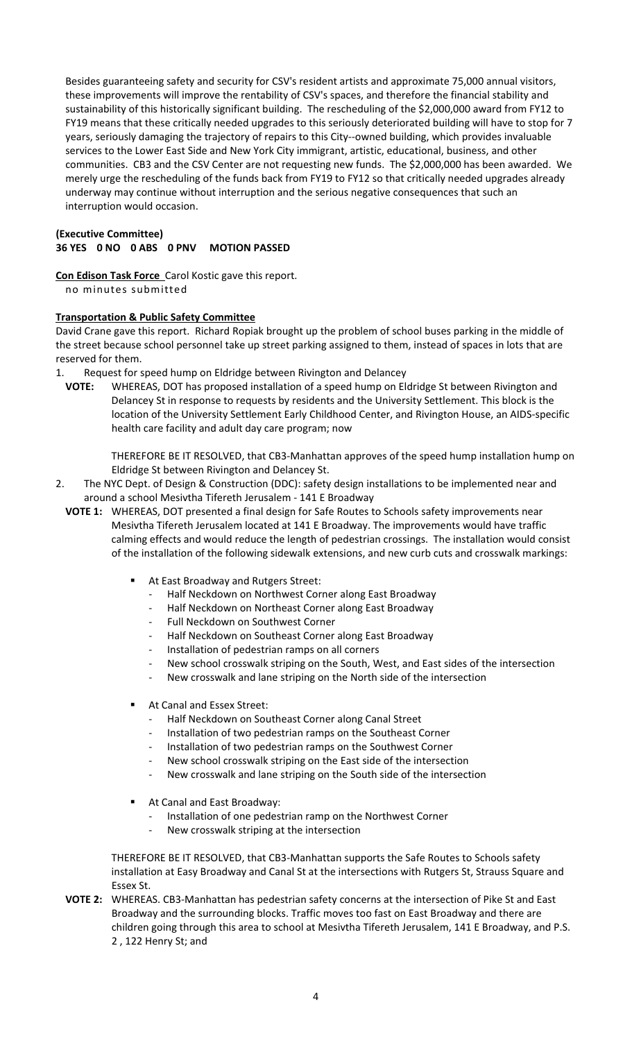Besides guaranteeing safety and security for CSV's resident artists and approximate 75,000 annual visitors, these improvements will improve the rentability of CSV's spaces, and therefore the financial stability and sustainability of this historically significant building. The rescheduling of the $2,000,000 award from FY12 to FY19 means that these critically needed upgrades to this seriously deteriorated building will have to stop for 7 years, seriously damaging the trajectory of repairs to this City--owned building, which provides invaluable services to the Lower East Side and New York City immigrant, artistic, educational, business, and other communities. CB3 and the CSV Center are not requesting new funds. The $2,000,000 has been awarded. We merely urge the rescheduling of the funds back from FY19 to FY12 so that critically needed upgrades already underway may continue without interruption and the serious negative consequences that such an interruption would occasion.

**(Executive Committee)**
**36 YES 0 NO 0 ABS 0 PNV MOTION PASSED**

**Con Edison Task Force** Carol Kostic gave this report.
no minutes submitted

**Transportation & Public Safety Committee**
David Crane gave this report. Richard Ropiak brought up the problem of school buses parking in the middle of the street because school personnel take up street parking assigned to them, instead of spaces in lots that are reserved for them.

1. Request for speed hump on Eldridge between Rivington and Delancey

**VOTE:** WHEREAS, DOT has proposed installation of a speed hump on Eldridge St between Rivington and Delancey St in response to requests by residents and the University Settlement. This block is the location of the University Settlement Early Childhood Center, and Rivington House, an AIDS-specific health care facility and adult day care program; now

THEREFORE BE IT RESOLVED, that CB3-Manhattan approves of the speed hump installation hump on Eldridge St between Rivington and Delancey St.

2. The NYC Dept. of Design & Construction (DDC): safety design installations to be implemented near and around a school Mesivtha Tifereth Jerusalem - 141 E Broadway

**VOTE 1:** WHEREAS, DOT presented a final design for Safe Routes to Schools safety improvements near Mesivtha Tifereth Jerusalem located at 141 E Broadway. The improvements would have traffic calming effects and would reduce the length of pedestrian crossings. The installation would consist of the installation of the following sidewalk extensions, and new curb cuts and crosswalk markings:

- At East Broadway and Rutgers Street:
  - Half Neckdown on Northwest Corner along East Broadway
  - Half Neckdown on Northeast Corner along East Broadway
  - Full Neckdown on Southwest Corner
  - Half Neckdown on Southeast Corner along East Broadway
  - Installation of pedestrian ramps on all corners
  - New school crosswalk striping on the South, West, and East sides of the intersection
  - New crosswalk and lane striping on the North side of the intersection
- At Canal and Essex Street:
  - Half Neckdown on Southeast Corner along Canal Street
  - Installation of two pedestrian ramps on the Southeast Corner
  - Installation of two pedestrian ramps on the Southwest Corner
  - New school crosswalk striping on the East side of the intersection
  - New crosswalk and lane striping on the South side of the intersection
- At Canal and East Broadway:
  - Installation of one pedestrian ramp on the Northwest Corner
  - New crosswalk striping at the intersection

THEREFORE BE IT RESOLVED, that CB3-Manhattan supports the Safe Routes to Schools safety installation at Easy Broadway and Canal St at the intersections with Rutgers St, Strauss Square and Essex St.

**VOTE 2:** WHEREAS. CB3-Manhattan has pedestrian safety concerns at the intersection of Pike St and East Broadway and the surrounding blocks. Traffic moves too fast on East Broadway and there are children going through this area to school at Mesivtha Tifereth Jerusalem, 141 E Broadway, and P.S. 2 , 122 Henry St; and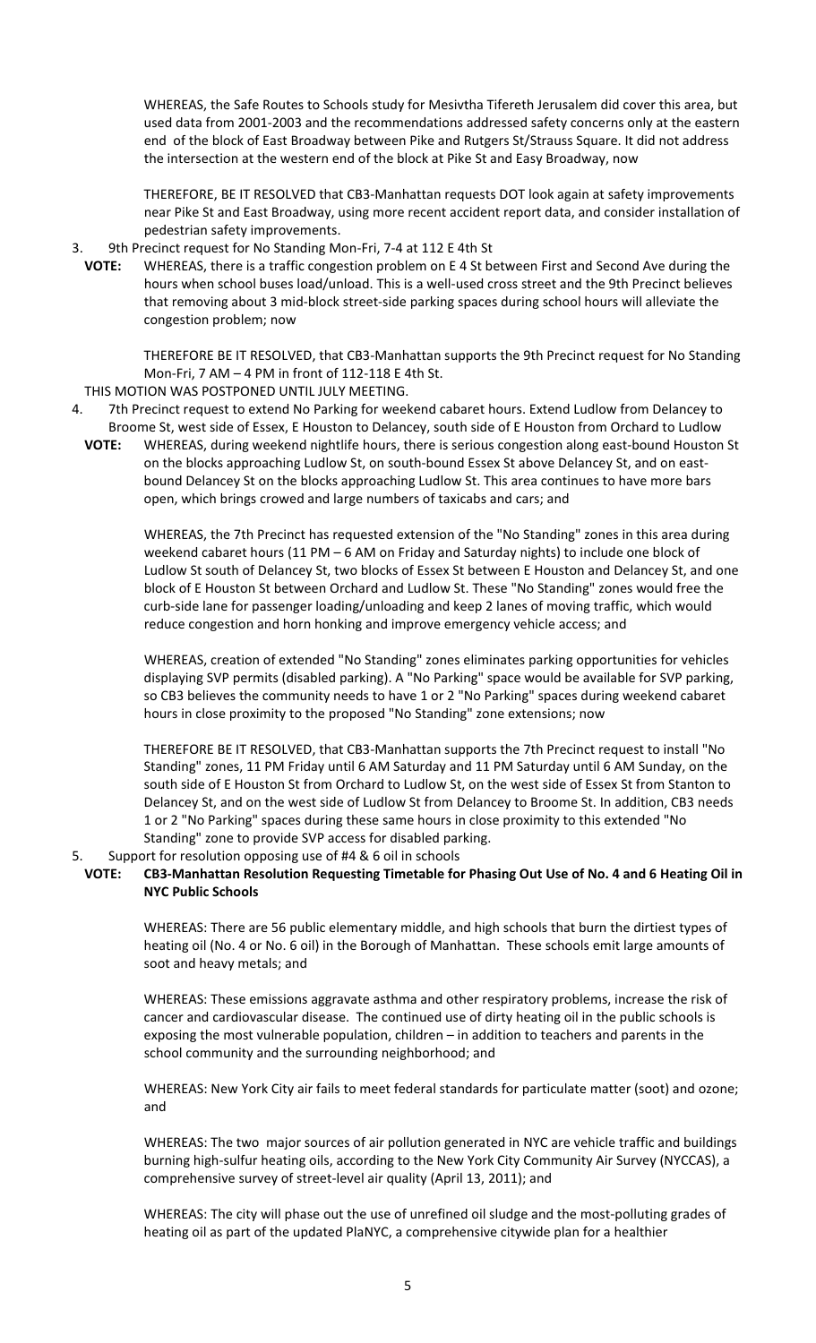WHEREAS, the Safe Routes to Schools study for Mesivtha Tifereth Jerusalem did cover this area, but used data from 2001-2003 and the recommendations addressed safety concerns only at the eastern end of the block of East Broadway between Pike and Rutgers St/Strauss Square. It did not address the intersection at the western end of the block at Pike St and Easy Broadway, now

THEREFORE, BE IT RESOLVED that CB3-Manhattan requests DOT look again at safety improvements near Pike St and East Broadway, using more recent accident report data, and consider installation of pedestrian safety improvements.

3. 9th Precinct request for No Standing Mon-Fri, 7-4 at 112 E 4th St

**VOTE:** WHEREAS, there is a traffic congestion problem on E 4 St between First and Second Ave during the hours when school buses load/unload. This is a well-used cross street and the 9th Precinct believes that removing about 3 mid-block street-side parking spaces during school hours will alleviate the congestion problem; now

THEREFORE BE IT RESOLVED, that CB3-Manhattan supports the 9th Precinct request for No Standing Mon-Fri, 7 AM – 4 PM in front of 112-118 E 4th St.

THIS MOTION WAS POSTPONED UNTIL JULY MEETING.

4. 7th Precinct request to extend No Parking for weekend cabaret hours. Extend Ludlow from Delancey to Broome St, west side of Essex, E Houston to Delancey, south side of E Houston from Orchard to Ludlow

**VOTE:** WHEREAS, during weekend nightlife hours, there is serious congestion along east-bound Houston St on the blocks approaching Ludlow St, on south-bound Essex St above Delancey St, and on east-bound Delancey St on the blocks approaching Ludlow St. This area continues to have more bars open, which brings crowed and large numbers of taxicabs and cars; and

WHEREAS, the 7th Precinct has requested extension of the "No Standing" zones in this area during weekend cabaret hours (11 PM – 6 AM on Friday and Saturday nights) to include one block of Ludlow St south of Delancey St, two blocks of Essex St between E Houston and Delancey St, and one block of E Houston St between Orchard and Ludlow St. These "No Standing" zones would free the curb-side lane for passenger loading/unloading and keep 2 lanes of moving traffic, which would reduce congestion and horn honking and improve emergency vehicle access; and

WHEREAS, creation of extended "No Standing" zones eliminates parking opportunities for vehicles displaying SVP permits (disabled parking). A "No Parking" space would be available for SVP parking, so CB3 believes the community needs to have 1 or 2 "No Parking" spaces during weekend cabaret hours in close proximity to the proposed "No Standing" zone extensions; now

THEREFORE BE IT RESOLVED, that CB3-Manhattan supports the 7th Precinct request to install "No Standing" zones, 11 PM Friday until 6 AM Saturday and 11 PM Saturday until 6 AM Sunday, on the south side of E Houston St from Orchard to Ludlow St, on the west side of Essex St from Stanton to Delancey St, and on the west side of Ludlow St from Delancey to Broome St. In addition, CB3 needs 1 or 2 "No Parking" spaces during these same hours in close proximity to this extended "No Standing" zone to provide SVP access for disabled parking.

5. Support for resolution opposing use of #4 & 6 oil in schools

**VOTE:** **CB3-Manhattan Resolution Requesting Timetable for Phasing Out Use of No. 4 and 6 Heating Oil in NYC Public Schools**

WHEREAS: There are 56 public elementary middle, and high schools that burn the dirtiest types of heating oil (No. 4 or No. 6 oil) in the Borough of Manhattan. These schools emit large amounts of soot and heavy metals; and

WHEREAS: These emissions aggravate asthma and other respiratory problems, increase the risk of cancer and cardiovascular disease. The continued use of dirty heating oil in the public schools is exposing the most vulnerable population, children – in addition to teachers and parents in the school community and the surrounding neighborhood; and

WHEREAS: New York City air fails to meet federal standards for particulate matter (soot) and ozone; and

WHEREAS: The two major sources of air pollution generated in NYC are vehicle traffic and buildings burning high-sulfur heating oils, according to the New York City Community Air Survey (NYCCAS), a comprehensive survey of street-level air quality (April 13, 2011); and

WHEREAS: The city will phase out the use of unrefined oil sludge and the most-polluting grades of heating oil as part of the updated PlaNYC, a comprehensive citywide plan for a healthier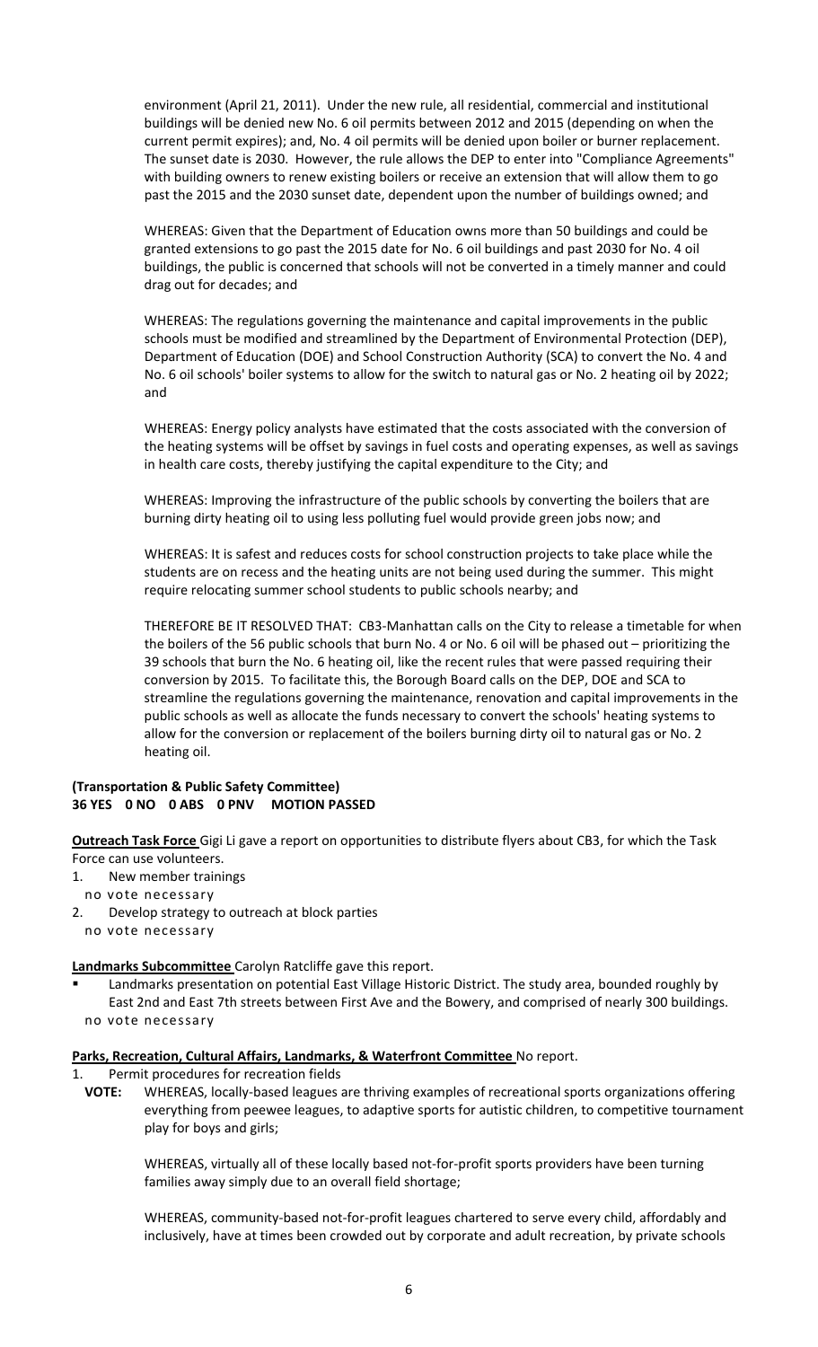environment (April 21, 2011). Under the new rule, all residential, commercial and institutional buildings will be denied new No. 6 oil permits between 2012 and 2015 (depending on when the current permit expires); and, No. 4 oil permits will be denied upon boiler or burner replacement. The sunset date is 2030. However, the rule allows the DEP to enter into "Compliance Agreements" with building owners to renew existing boilers or receive an extension that will allow them to go past the 2015 and the 2030 sunset date, dependent upon the number of buildings owned; and

WHEREAS: Given that the Department of Education owns more than 50 buildings and could be granted extensions to go past the 2015 date for No. 6 oil buildings and past 2030 for No. 4 oil buildings, the public is concerned that schools will not be converted in a timely manner and could drag out for decades; and

WHEREAS: The regulations governing the maintenance and capital improvements in the public schools must be modified and streamlined by the Department of Environmental Protection (DEP), Department of Education (DOE) and School Construction Authority (SCA) to convert the No. 4 and No. 6 oil schools' boiler systems to allow for the switch to natural gas or No. 2 heating oil by 2022; and

WHEREAS: Energy policy analysts have estimated that the costs associated with the conversion of the heating systems will be offset by savings in fuel costs and operating expenses, as well as savings in health care costs, thereby justifying the capital expenditure to the City; and

WHEREAS: Improving the infrastructure of the public schools by converting the boilers that are burning dirty heating oil to using less polluting fuel would provide green jobs now; and

WHEREAS: It is safest and reduces costs for school construction projects to take place while the students are on recess and the heating units are not being used during the summer. This might require relocating summer school students to public schools nearby; and

THEREFORE BE IT RESOLVED THAT: CB3-Manhattan calls on the City to release a timetable for when the boilers of the 56 public schools that burn No. 4 or No. 6 oil will be phased out – prioritizing the 39 schools that burn the No. 6 heating oil, like the recent rules that were passed requiring their conversion by 2015. To facilitate this, the Borough Board calls on the DEP, DOE and SCA to streamline the regulations governing the maintenance, renovation and capital improvements in the public schools as well as allocate the funds necessary to convert the schools' heating systems to allow for the conversion or replacement of the boilers burning dirty oil to natural gas or No. 2 heating oil.

**(Transportation & Public Safety Committee)**
**36 YES 0 NO 0 ABS 0 PNV MOTION PASSED**

**Outreach Task Force** Gigi Li gave a report on opportunities to distribute flyers about CB3, for which the Task Force can use volunteers.

1. New member trainings
   no vote necessary
2. Develop strategy to outreach at block parties
   no vote necessary

**Landmarks Subcommittee** Carolyn Ratcliffe gave this report.

- Landmarks presentation on potential East Village Historic District. The study area, bounded roughly by East 2nd and East 7th streets between First Ave and the Bowery, and comprised of nearly 300 buildings.
  no vote necessary

**Parks, Recreation, Cultural Affairs, Landmarks, & Waterfront Committee** No report.

1. Permit procedures for recreation fields

**VOTE:** WHEREAS, locally-based leagues are thriving examples of recreational sports organizations offering everything from peewee leagues, to adaptive sports for autistic children, to competitive tournament play for boys and girls;

WHEREAS, virtually all of these locally based not-for-profit sports providers have been turning families away simply due to an overall field shortage;

WHEREAS, community-based not-for-profit leagues chartered to serve every child, affordably and inclusively, have at times been crowded out by corporate and adult recreation, by private schools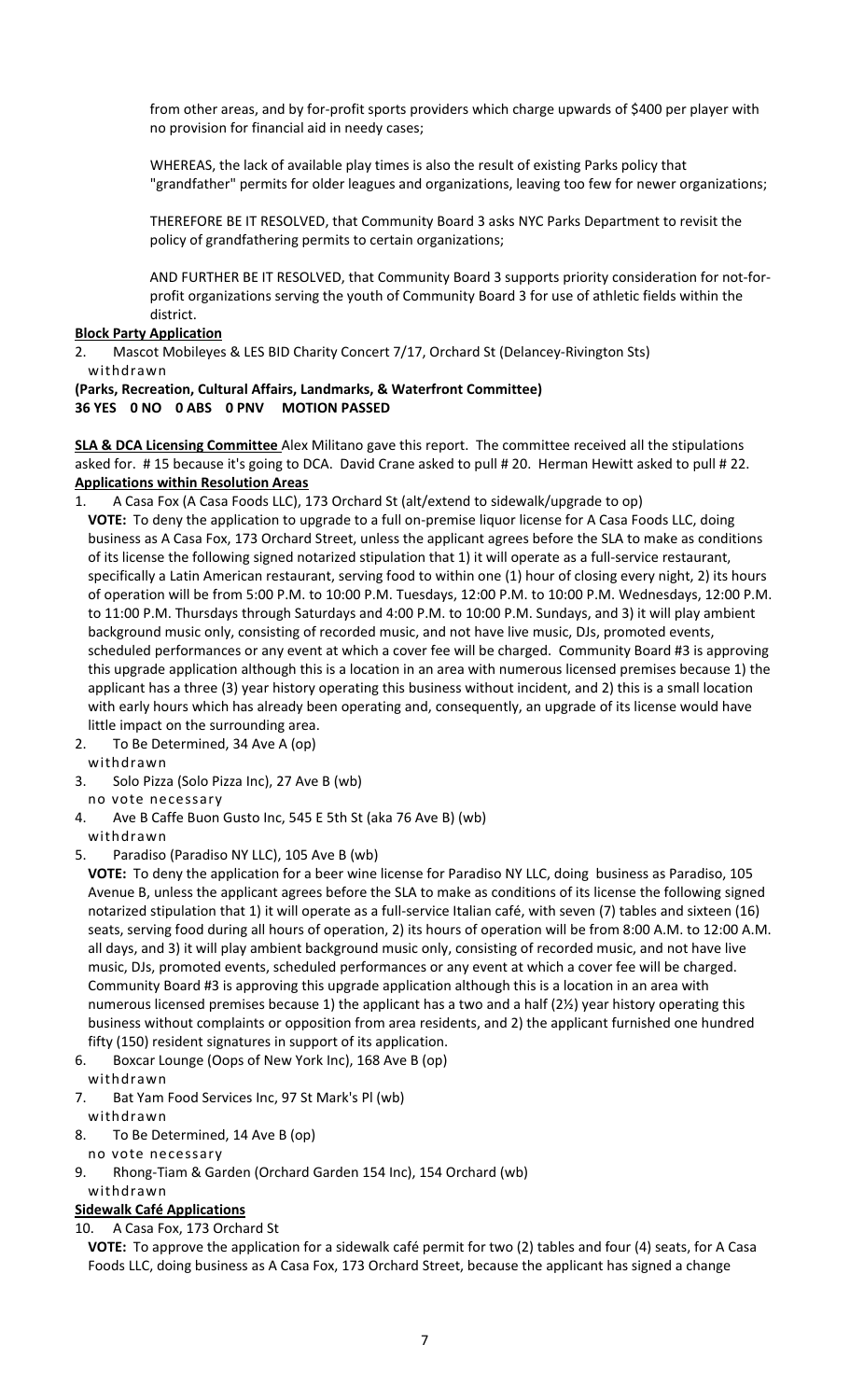from other areas, and by for-profit sports providers which charge upwards of $400 per player with no provision for financial aid in needy cases;

WHEREAS, the lack of available play times is also the result of existing Parks policy that "grandfather" permits for older leagues and organizations, leaving too few for newer organizations;

THEREFORE BE IT RESOLVED, that Community Board 3 asks NYC Parks Department to revisit the policy of grandfathering permits to certain organizations;

AND FURTHER BE IT RESOLVED, that Community Board 3 supports priority consideration for not-for-profit organizations serving the youth of Community Board 3 for use of athletic fields within the district.

**Block Party Application**

2. Mascot Mobileyes & LES BID Charity Concert 7/17, Orchard St (Delancey-Rivington Sts)
   withdrawn

**(Parks, Recreation, Cultural Affairs, Landmarks, & Waterfront Committee)**
**36 YES 0 NO 0 ABS 0 PNV MOTION PASSED**

**SLA & DCA Licensing Committee** Alex Militano gave this report. The committee received all the stipulations asked for. # 15 because it's going to DCA. David Crane asked to pull # 20. Herman Hewitt asked to pull # 22.

**Applications within Resolution Areas**

1. A Casa Fox (A Casa Foods LLC), 173 Orchard St (alt/extend to sidewalk/upgrade to op)
   **VOTE:** To deny the application to upgrade to a full on-premise liquor license for A Casa Foods LLC, doing business as A Casa Fox, 173 Orchard Street, unless the applicant agrees before the SLA to make as conditions of its license the following signed notarized stipulation that 1) it will operate as a full-service restaurant, specifically a Latin American restaurant, serving food to within one (1) hour of closing every night, 2) its hours of operation will be from 5:00 P.M. to 10:00 P.M. Tuesdays, 12:00 P.M. to 10:00 P.M. Wednesdays, 12:00 P.M. to 11:00 P.M. Thursdays through Saturdays and 4:00 P.M. to 10:00 P.M. Sundays, and 3) it will play ambient background music only, consisting of recorded music, and not have live music, DJs, promoted events, scheduled performances or any event at which a cover fee will be charged. Community Board #3 is approving this upgrade application although this is a location in an area with numerous licensed premises because 1) the applicant has a three (3) year history operating this business without incident, and 2) this is a small location with early hours which has already been operating and, consequently, an upgrade of its license would have little impact on the surrounding area.
2. To Be Determined, 34 Ave A (op)
   withdrawn
3. Solo Pizza (Solo Pizza Inc), 27 Ave B (wb)
   no vote necessary
4. Ave B Caffe Buon Gusto Inc, 545 E 5th St (aka 76 Ave B) (wb)
   withdrawn
5. Paradiso (Paradiso NY LLC), 105 Ave B (wb)
   **VOTE:** To deny the application for a beer wine license for Paradiso NY LLC, doing business as Paradiso, 105 Avenue B, unless the applicant agrees before the SLA to make as conditions of its license the following signed notarized stipulation that 1) it will operate as a full-service Italian café, with seven (7) tables and sixteen (16) seats, serving food during all hours of operation, 2) its hours of operation will be from 8:00 A.M. to 12:00 A.M. all days, and 3) it will play ambient background music only, consisting of recorded music, and not have live music, DJs, promoted events, scheduled performances or any event at which a cover fee will be charged. Community Board #3 is approving this upgrade application although this is a location in an area with numerous licensed premises because 1) the applicant has a two and a half (2½) year history operating this business without complaints or opposition from area residents, and 2) the applicant furnished one hundred fifty (150) resident signatures in support of its application.
6. Boxcar Lounge (Oops of New York Inc), 168 Ave B (op)
   withdrawn
7. Bat Yam Food Services Inc, 97 St Mark's Pl (wb)
   withdrawn
8. To Be Determined, 14 Ave B (op)
   no vote necessary
9. Rhong-Tiam & Garden (Orchard Garden 154 Inc), 154 Orchard (wb)
   withdrawn

**Sidewalk Café Applications**

10. A Casa Fox, 173 Orchard St
    **VOTE:** To approve the application for a sidewalk café permit for two (2) tables and four (4) seats, for A Casa Foods LLC, doing business as A Casa Fox, 173 Orchard Street, because the applicant has signed a change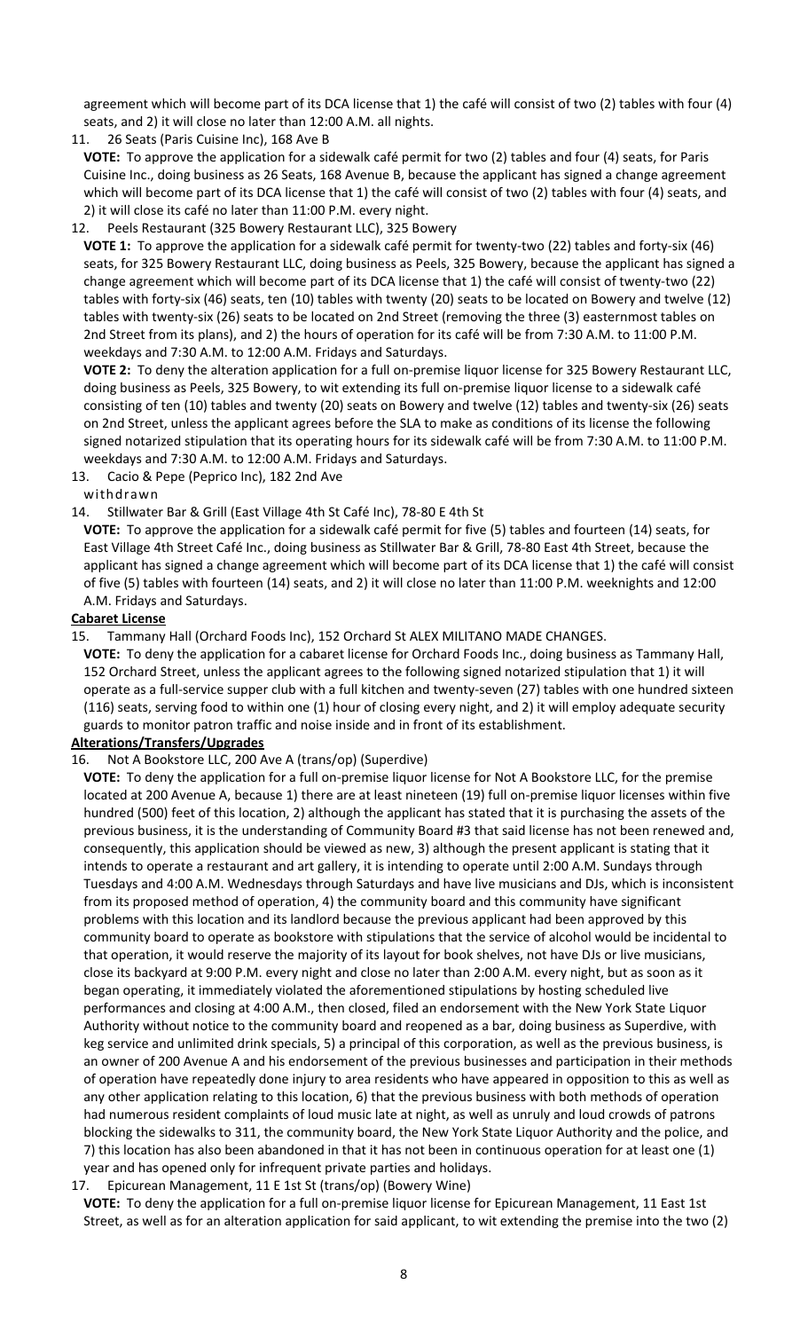agreement which will become part of its DCA license that 1) the café will consist of two (2) tables with four (4) seats, and 2) it will close no later than 12:00 A.M. all nights.

11. 26 Seats (Paris Cuisine Inc), 168 Ave B

    **VOTE:** To approve the application for a sidewalk café permit for two (2) tables and four (4) seats, for Paris Cuisine Inc., doing business as 26 Seats, 168 Avenue B, because the applicant has signed a change agreement which will become part of its DCA license that 1) the café will consist of two (2) tables with four (4) seats, and 2) it will close its café no later than 11:00 P.M. every night.

12. Peels Restaurant (325 Bowery Restaurant LLC), 325 Bowery

    **VOTE 1:** To approve the application for a sidewalk café permit for twenty-two (22) tables and forty-six (46) seats, for 325 Bowery Restaurant LLC, doing business as Peels, 325 Bowery, because the applicant has signed a change agreement which will become part of its DCA license that 1) the café will consist of twenty-two (22) tables with forty-six (46) seats, ten (10) tables with twenty (20) seats to be located on Bowery and twelve (12) tables with twenty-six (26) seats to be located on 2nd Street (removing the three (3) easternmost tables on 2nd Street from its plans), and 2) the hours of operation for its café will be from 7:30 A.M. to 11:00 P.M. weekdays and 7:30 A.M. to 12:00 A.M. Fridays and Saturdays.

    **VOTE 2:** To deny the alteration application for a full on-premise liquor license for 325 Bowery Restaurant LLC, doing business as Peels, 325 Bowery, to wit extending its full on-premise liquor license to a sidewalk café consisting of ten (10) tables and twenty (20) seats on Bowery and twelve (12) tables and twenty-six (26) seats on 2nd Street, unless the applicant agrees before the SLA to make as conditions of its license the following signed notarized stipulation that its operating hours for its sidewalk café will be from 7:30 A.M. to 11:00 P.M. weekdays and 7:30 A.M. to 12:00 A.M. Fridays and Saturdays.

13. Cacio & Pepe (Peprico Inc), 182 2nd Ave

    withdrawn

14. Stillwater Bar & Grill (East Village 4th St Café Inc), 78-80 E 4th St

    **VOTE:** To approve the application for a sidewalk café permit for five (5) tables and fourteen (14) seats, for East Village 4th Street Café Inc., doing business as Stillwater Bar & Grill, 78-80 East 4th Street, because the applicant has signed a change agreement which will become part of its DCA license that 1) the café will consist of five (5) tables with fourteen (14) seats, and 2) it will close no later than 11:00 P.M. weeknights and 12:00 A.M. Fridays and Saturdays.

**Cabaret License**

15. Tammany Hall (Orchard Foods Inc), 152 Orchard St ALEX MILITANO MADE CHANGES.

    **VOTE:** To deny the application for a cabaret license for Orchard Foods Inc., doing business as Tammany Hall, 152 Orchard Street, unless the applicant agrees to the following signed notarized stipulation that 1) it will operate as a full-service supper club with a full kitchen and twenty-seven (27) tables with one hundred sixteen (116) seats, serving food to within one (1) hour of closing every night, and 2) it will employ adequate security guards to monitor patron traffic and noise inside and in front of its establishment.

**Alterations/Transfers/Upgrades**

16. Not A Bookstore LLC, 200 Ave A (trans/op) (Superdive)

    **VOTE:** To deny the application for a full on-premise liquor license for Not A Bookstore LLC, for the premise located at 200 Avenue A, because 1) there are at least nineteen (19) full on-premise liquor licenses within five hundred (500) feet of this location, 2) although the applicant has stated that it is purchasing the assets of the previous business, it is the understanding of Community Board #3 that said license has not been renewed and, consequently, this application should be viewed as new, 3) although the present applicant is stating that it intends to operate a restaurant and art gallery, it is intending to operate until 2:00 A.M. Sundays through Tuesdays and 4:00 A.M. Wednesdays through Saturdays and have live musicians and DJs, which is inconsistent from its proposed method of operation, 4) the community board and this community have significant problems with this location and its landlord because the previous applicant had been approved by this community board to operate as bookstore with stipulations that the service of alcohol would be incidental to that operation, it would reserve the majority of its layout for book shelves, not have DJs or live musicians, close its backyard at 9:00 P.M. every night and close no later than 2:00 A.M. every night, but as soon as it began operating, it immediately violated the aforementioned stipulations by hosting scheduled live performances and closing at 4:00 A.M., then closed, filed an endorsement with the New York State Liquor Authority without notice to the community board and reopened as a bar, doing business as Superdive, with keg service and unlimited drink specials, 5) a principal of this corporation, as well as the previous business, is an owner of 200 Avenue A and his endorsement of the previous businesses and participation in their methods of operation have repeatedly done injury to area residents who have appeared in opposition to this as well as any other application relating to this location, 6) that the previous business with both methods of operation had numerous resident complaints of loud music late at night, as well as unruly and loud crowds of patrons blocking the sidewalks to 311, the community board, the New York State Liquor Authority and the police, and 7) this location has also been abandoned in that it has not been in continuous operation for at least one (1) year and has opened only for infrequent private parties and holidays.

17. Epicurean Management, 11 E 1st St (trans/op) (Bowery Wine)

    **VOTE:** To deny the application for a full on-premise liquor license for Epicurean Management, 11 East 1st Street, as well as for an alteration application for said applicant, to wit extending the premise into the two (2)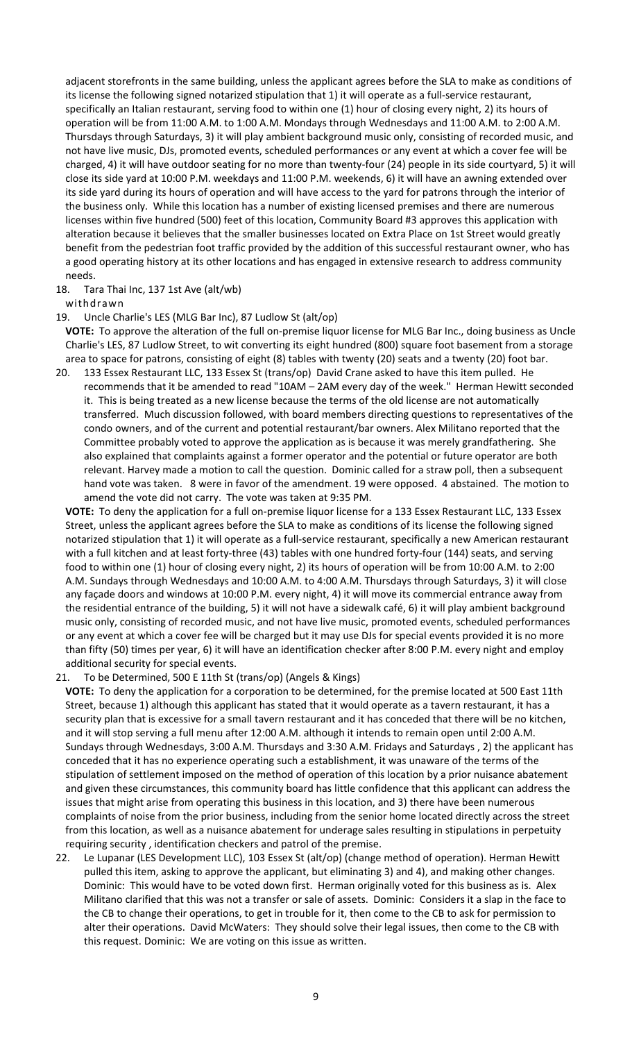adjacent storefronts in the same building, unless the applicant agrees before the SLA to make as conditions of its license the following signed notarized stipulation that 1) it will operate as a full-service restaurant, specifically an Italian restaurant, serving food to within one (1) hour of closing every night, 2) its hours of operation will be from 11:00 A.M. to 1:00 A.M. Mondays through Wednesdays and 11:00 A.M. to 2:00 A.M. Thursdays through Saturdays, 3) it will play ambient background music only, consisting of recorded music, and not have live music, DJs, promoted events, scheduled performances or any event at which a cover fee will be charged, 4) it will have outdoor seating for no more than twenty-four (24) people in its side courtyard, 5) it will close its side yard at 10:00 P.M. weekdays and 11:00 P.M. weekends, 6) it will have an awning extended over its side yard during its hours of operation and will have access to the yard for patrons through the interior of the business only. While this location has a number of existing licensed premises and there are numerous licenses within five hundred (500) feet of this location, Community Board #3 approves this application with alteration because it believes that the smaller businesses located on Extra Place on 1st Street would greatly benefit from the pedestrian foot traffic provided by the addition of this successful restaurant owner, who has a good operating history at its other locations and has engaged in extensive research to address community needs.

18. Tara Thai Inc, 137 1st Ave (alt/wb)
    withdrawn
19. Uncle Charlie's LES (MLG Bar Inc), 87 Ludlow St (alt/op)
    **VOTE:** To approve the alteration of the full on-premise liquor license for MLG Bar Inc., doing business as Uncle Charlie's LES, 87 Ludlow Street, to wit converting its eight hundred (800) square foot basement from a storage area to space for patrons, consisting of eight (8) tables with twenty (20) seats and a twenty (20) foot bar.
20. 133 Essex Restaurant LLC, 133 Essex St (trans/op) David Crane asked to have this item pulled. He recommends that it be amended to read "10AM – 2AM every day of the week." Herman Hewitt seconded it. This is being treated as a new license because the terms of the old license are not automatically transferred. Much discussion followed, with board members directing questions to representatives of the condo owners, and of the current and potential restaurant/bar owners. Alex Militano reported that the Committee probably voted to approve the application as is because it was merely grandfathering. She also explained that complaints against a former operator and the potential or future operator are both relevant. Harvey made a motion to call the question. Dominic called for a straw poll, then a subsequent hand vote was taken. 8 were in favor of the amendment. 19 were opposed. 4 abstained. The motion to amend the vote did not carry. The vote was taken at 9:35 PM.
    **VOTE:** To deny the application for a full on-premise liquor license for a 133 Essex Restaurant LLC, 133 Essex Street, unless the applicant agrees before the SLA to make as conditions of its license the following signed notarized stipulation that 1) it will operate as a full-service restaurant, specifically a new American restaurant with a full kitchen and at least forty-three (43) tables with one hundred forty-four (144) seats, and serving food to within one (1) hour of closing every night, 2) its hours of operation will be from 10:00 A.M. to 2:00 A.M. Sundays through Wednesdays and 10:00 A.M. to 4:00 A.M. Thursdays through Saturdays, 3) it will close any façade doors and windows at 10:00 P.M. every night, 4) it will move its commercial entrance away from the residential entrance of the building, 5) it will not have a sidewalk café, 6) it will play ambient background music only, consisting of recorded music, and not have live music, promoted events, scheduled performances or any event at which a cover fee will be charged but it may use DJs for special events provided it is no more than fifty (50) times per year, 6) it will have an identification checker after 8:00 P.M. every night and employ additional security for special events.
21. To be Determined, 500 E 11th St (trans/op) (Angels & Kings)
    **VOTE:** To deny the application for a corporation to be determined, for the premise located at 500 East 11th Street, because 1) although this applicant has stated that it would operate as a tavern restaurant, it has a security plan that is excessive for a small tavern restaurant and it has conceded that there will be no kitchen, and it will stop serving a full menu after 12:00 A.M. although it intends to remain open until 2:00 A.M. Sundays through Wednesdays, 3:00 A.M. Thursdays and 3:30 A.M. Fridays and Saturdays , 2) the applicant has conceded that it has no experience operating such a establishment, it was unaware of the terms of the stipulation of settlement imposed on the method of operation of this location by a prior nuisance abatement and given these circumstances, this community board has little confidence that this applicant can address the issues that might arise from operating this business in this location, and 3) there have been numerous complaints of noise from the prior business, including from the senior home located directly across the street from this location, as well as a nuisance abatement for underage sales resulting in stipulations in perpetuity requiring security , identification checkers and patrol of the premise.
22. Le Lupanar (LES Development LLC), 103 Essex St (alt/op) (change method of operation). Herman Hewitt pulled this item, asking to approve the applicant, but eliminating 3) and 4), and making other changes. Dominic: This would have to be voted down first. Herman originally voted for this business as is. Alex Militano clarified that this was not a transfer or sale of assets. Dominic: Considers it a slap in the face to the CB to change their operations, to get in trouble for it, then come to the CB to ask for permission to alter their operations. David McWaters: They should solve their legal issues, then come to the CB with this request. Dominic: We are voting on this issue as written.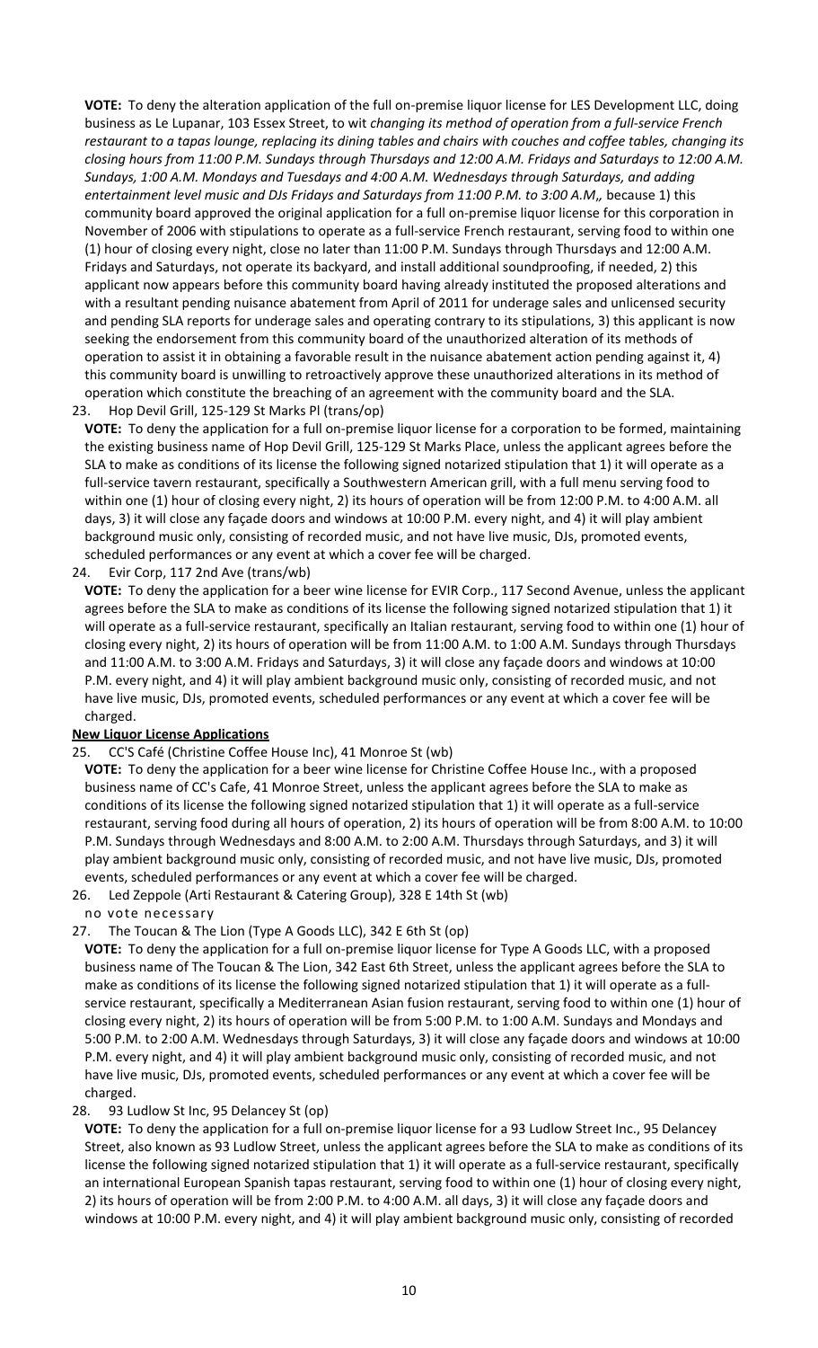**VOTE:** To deny the alteration application of the full on-premise liquor license for LES Development LLC, doing business as Le Lupanar, 103 Essex Street, to wit *changing its method of operation from a full-service French restaurant to a tapas lounge, replacing its dining tables and chairs with couches and coffee tables, changing its closing hours from 11:00 P.M. Sundays through Thursdays and 12:00 A.M. Fridays and Saturdays to 12:00 A.M. Sundays, 1:00 A.M. Mondays and Tuesdays and 4:00 A.M. Wednesdays through Saturdays, and adding entertainment level music and DJs Fridays and Saturdays from 11:00 P.M. to 3:00 A.M*,, because 1) this community board approved the original application for a full on-premise liquor license for this corporation in November of 2006 with stipulations to operate as a full-service French restaurant, serving food to within one (1) hour of closing every night, close no later than 11:00 P.M. Sundays through Thursdays and 12:00 A.M. Fridays and Saturdays, not operate its backyard, and install additional soundproofing, if needed, 2) this applicant now appears before this community board having already instituted the proposed alterations and with a resultant pending nuisance abatement from April of 2011 for underage sales and unlicensed security and pending SLA reports for underage sales and operating contrary to its stipulations, 3) this applicant is now seeking the endorsement from this community board of the unauthorized alteration of its methods of operation to assist it in obtaining a favorable result in the nuisance abatement action pending against it, 4) this community board is unwilling to retroactively approve these unauthorized alterations in its method of operation which constitute the breaching of an agreement with the community board and the SLA.

23. Hop Devil Grill, 125-129 St Marks Pl (trans/op)

**VOTE:** To deny the application for a full on-premise liquor license for a corporation to be formed, maintaining the existing business name of Hop Devil Grill, 125-129 St Marks Place, unless the applicant agrees before the SLA to make as conditions of its license the following signed notarized stipulation that 1) it will operate as a full-service tavern restaurant, specifically a Southwestern American grill, with a full menu serving food to within one (1) hour of closing every night, 2) its hours of operation will be from 12:00 P.M. to 4:00 A.M. all days, 3) it will close any façade doors and windows at 10:00 P.M. every night, and 4) it will play ambient background music only, consisting of recorded music, and not have live music, DJs, promoted events, scheduled performances or any event at which a cover fee will be charged.

24. Evir Corp, 117 2nd Ave (trans/wb)

**VOTE:** To deny the application for a beer wine license for EVIR Corp., 117 Second Avenue, unless the applicant agrees before the SLA to make as conditions of its license the following signed notarized stipulation that 1) it will operate as a full-service restaurant, specifically an Italian restaurant, serving food to within one (1) hour of closing every night, 2) its hours of operation will be from 11:00 A.M. to 1:00 A.M. Sundays through Thursdays and 11:00 A.M. to 3:00 A.M. Fridays and Saturdays, 3) it will close any façade doors and windows at 10:00 P.M. every night, and 4) it will play ambient background music only, consisting of recorded music, and not have live music, DJs, promoted events, scheduled performances or any event at which a cover fee will be charged.

**New Liquor License Applications**

25. CC'S Café (Christine Coffee House Inc), 41 Monroe St (wb)

**VOTE:** To deny the application for a beer wine license for Christine Coffee House Inc., with a proposed business name of CC's Cafe, 41 Monroe Street, unless the applicant agrees before the SLA to make as conditions of its license the following signed notarized stipulation that 1) it will operate as a full-service restaurant, serving food during all hours of operation, 2) its hours of operation will be from 8:00 A.M. to 10:00 P.M. Sundays through Wednesdays and 8:00 A.M. to 2:00 A.M. Thursdays through Saturdays, and 3) it will play ambient background music only, consisting of recorded music, and not have live music, DJs, promoted events, scheduled performances or any event at which a cover fee will be charged.

26. Led Zeppole (Arti Restaurant & Catering Group), 328 E 14th St (wb)

no vote necessary

27. The Toucan & The Lion (Type A Goods LLC), 342 E 6th St (op)

**VOTE:** To deny the application for a full on-premise liquor license for Type A Goods LLC, with a proposed business name of The Toucan & The Lion, 342 East 6th Street, unless the applicant agrees before the SLA to make as conditions of its license the following signed notarized stipulation that 1) it will operate as a full-service restaurant, specifically a Mediterranean Asian fusion restaurant, serving food to within one (1) hour of closing every night, 2) its hours of operation will be from 5:00 P.M. to 1:00 A.M. Sundays and Mondays and 5:00 P.M. to 2:00 A.M. Wednesdays through Saturdays, 3) it will close any façade doors and windows at 10:00 P.M. every night, and 4) it will play ambient background music only, consisting of recorded music, and not have live music, DJs, promoted events, scheduled performances or any event at which a cover fee will be charged.

28. 93 Ludlow St Inc, 95 Delancey St (op)

**VOTE:** To deny the application for a full on-premise liquor license for a 93 Ludlow Street Inc., 95 Delancey Street, also known as 93 Ludlow Street, unless the applicant agrees before the SLA to make as conditions of its license the following signed notarized stipulation that 1) it will operate as a full-service restaurant, specifically an international European Spanish tapas restaurant, serving food to within one (1) hour of closing every night, 2) its hours of operation will be from 2:00 P.M. to 4:00 A.M. all days, 3) it will close any façade doors and windows at 10:00 P.M. every night, and 4) it will play ambient background music only, consisting of recorded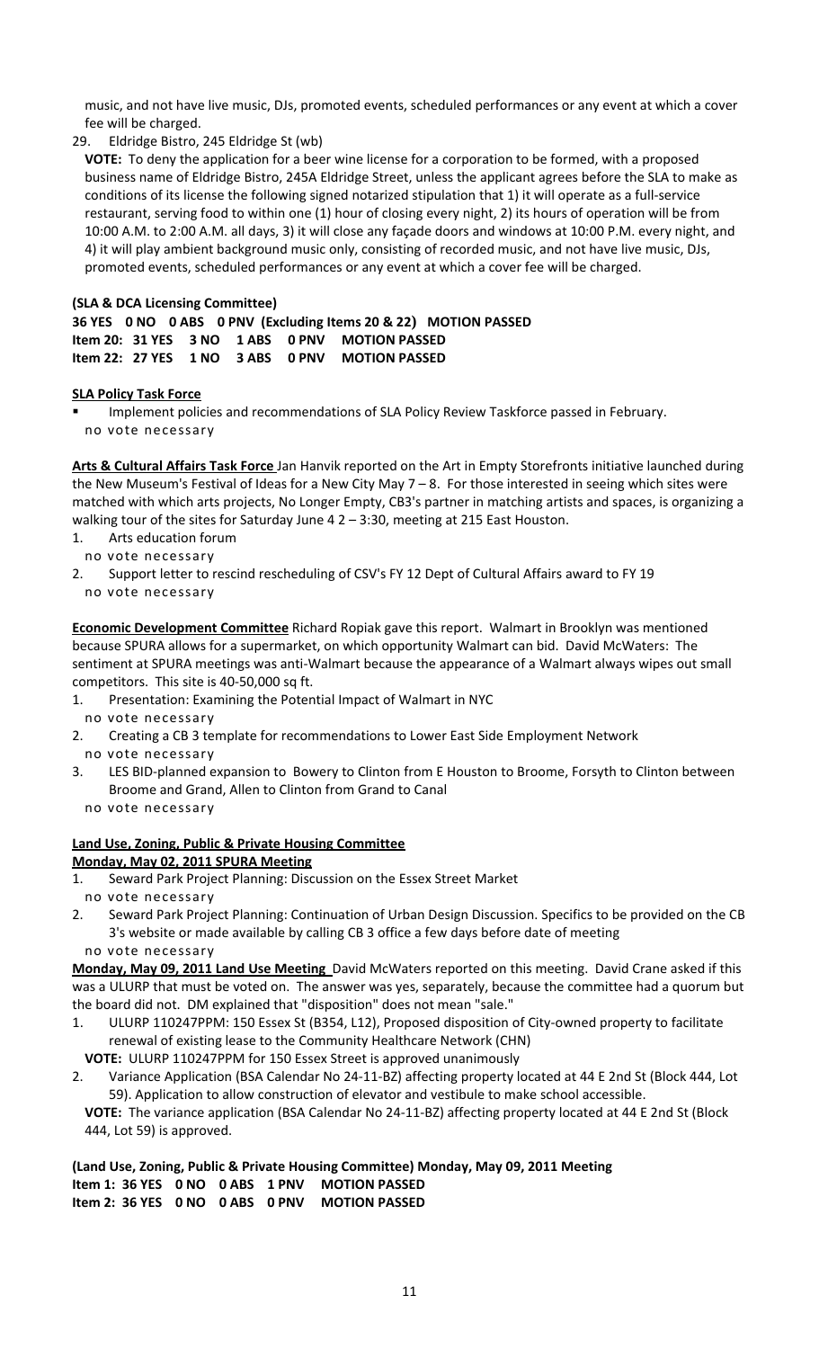music, and not have live music, DJs, promoted events, scheduled performances or any event at which a cover fee will be charged.

29. Eldridge Bistro, 245 Eldridge St (wb)

**VOTE:** To deny the application for a beer wine license for a corporation to be formed, with a proposed business name of Eldridge Bistro, 245A Eldridge Street, unless the applicant agrees before the SLA to make as conditions of its license the following signed notarized stipulation that 1) it will operate as a full-service restaurant, serving food to within one (1) hour of closing every night, 2) its hours of operation will be from 10:00 A.M. to 2:00 A.M. all days, 3) it will close any façade doors and windows at 10:00 P.M. every night, and 4) it will play ambient background music only, consisting of recorded music, and not have live music, DJs, promoted events, scheduled performances or any event at which a cover fee will be charged.

**(SLA & DCA Licensing Committee)**
**36 YES 0 NO 0 ABS 0 PNV (Excluding Items 20 & 22) MOTION PASSED**
**Item 20: 31 YES 3 NO 1 ABS 0 PNV MOTION PASSED**
**Item 22: 27 YES 1 NO 3 ABS 0 PNV MOTION PASSED**

**SLA Policy Task Force**

- Implement policies and recommendations of SLA Policy Review Taskforce passed in February.
  no vote necessary

**Arts & Cultural Affairs Task Force** Jan Hanvik reported on the Art in Empty Storefronts initiative launched during the New Museum's Festival of Ideas for a New City May 7 – 8. For those interested in seeing which sites were matched with which arts projects, No Longer Empty, CB3's partner in matching artists and spaces, is organizing a walking tour of the sites for Saturday June 4 2 – 3:30, meeting at 215 East Houston.

1. Arts education forum
   no vote necessary
2. Support letter to rescind rescheduling of CSV's FY 12 Dept of Cultural Affairs award to FY 19
   no vote necessary

**Economic Development Committee** Richard Ropiak gave this report. Walmart in Brooklyn was mentioned because SPURA allows for a supermarket, on which opportunity Walmart can bid. David McWaters: The sentiment at SPURA meetings was anti-Walmart because the appearance of a Walmart always wipes out small competitors. This site is 40-50,000 sq ft.

1. Presentation: Examining the Potential Impact of Walmart in NYC
   no vote necessary
2. Creating a CB 3 template for recommendations to Lower East Side Employment Network
   no vote necessary
3. LES BID-planned expansion to Bowery to Clinton from E Houston to Broome, Forsyth to Clinton between Broome and Grand, Allen to Clinton from Grand to Canal
   no vote necessary

**Land Use, Zoning, Public & Private Housing Committee**
**Monday, May 02, 2011 SPURA Meeting**

1. Seward Park Project Planning: Discussion on the Essex Street Market
   no vote necessary
2. Seward Park Project Planning: Continuation of Urban Design Discussion. Specifics to be provided on the CB 3's website or made available by calling CB 3 office a few days before date of meeting
   no vote necessary

**Monday, May 09, 2011 Land Use Meeting** David McWaters reported on this meeting. David Crane asked if this was a ULURP that must be voted on. The answer was yes, separately, because the committee had a quorum but the board did not. DM explained that "disposition" does not mean "sale."

1. ULURP 110247PPM: 150 Essex St (B354, L12), Proposed disposition of City-owned property to facilitate renewal of existing lease to the Community Healthcare Network (CHN)
   **VOTE:** ULURP 110247PPM for 150 Essex Street is approved unanimously
2. Variance Application (BSA Calendar No 24-11-BZ) affecting property located at 44 E 2nd St (Block 444, Lot 59). Application to allow construction of elevator and vestibule to make school accessible.
   **VOTE:** The variance application (BSA Calendar No 24-11-BZ) affecting property located at 44 E 2nd St (Block 444, Lot 59) is approved.

**(Land Use, Zoning, Public & Private Housing Committee) Monday, May 09, 2011 Meeting**
**Item 1: 36 YES 0 NO 0 ABS 1 PNV MOTION PASSED**
**Item 2: 36 YES 0 NO 0 ABS 0 PNV MOTION PASSED**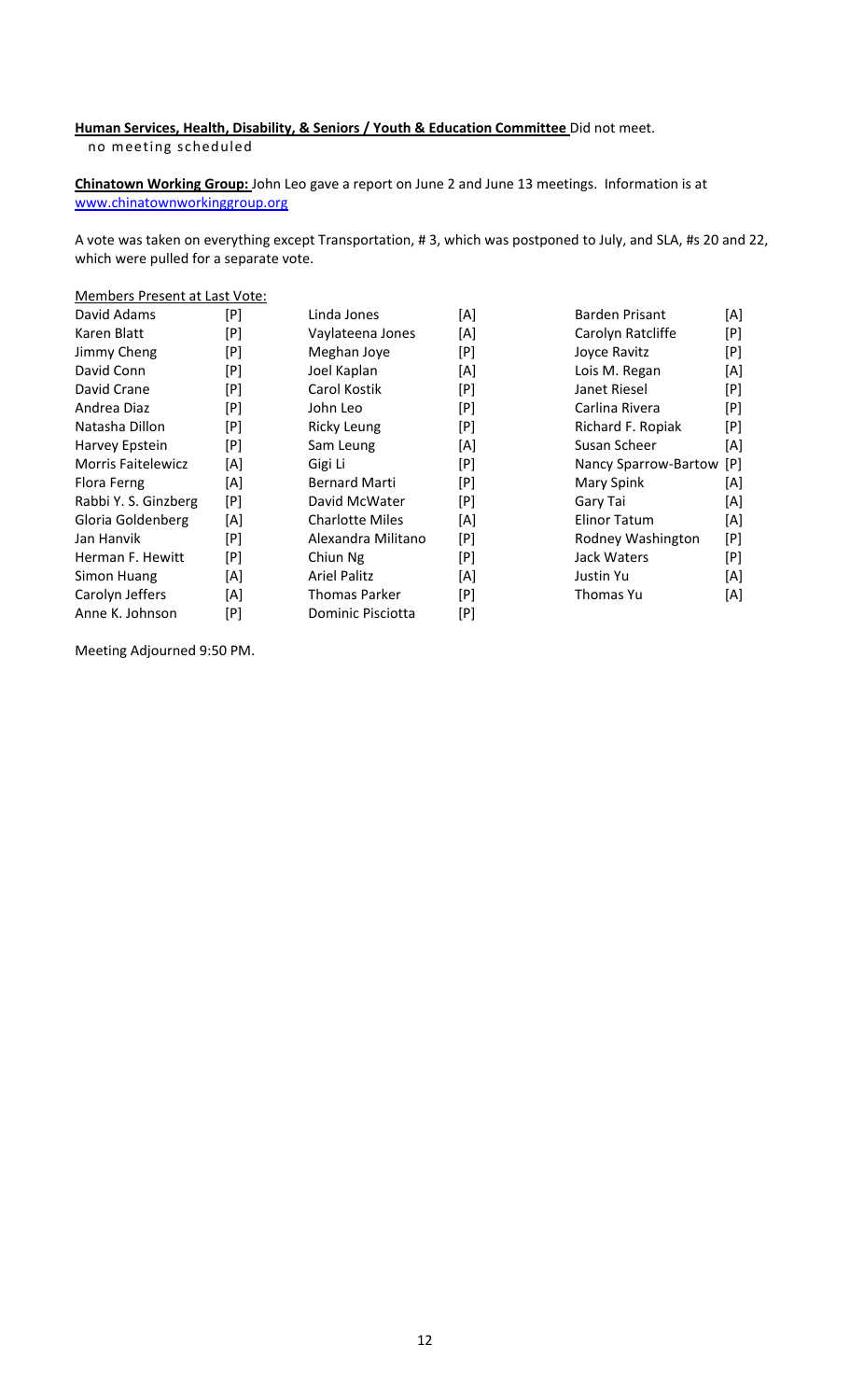**Human Services, Health, Disability, & Seniors / Youth & Education Committee** Did not meet.
no meeting scheduled

**Chinatown Working Group:** John Leo gave a report on June 2 and June 13 meetings. Information is at www.chinatownworkinggroup.org

A vote was taken on everything except Transportation, # 3, which was postponed to July, and SLA, #s 20 and 22, which were pulled for a separate vote.

Members Present at Last Vote:

| | | | | | |
|---|---|---|---|---|---|
| David Adams | [P] | Linda Jones | [A] | Barden Prisant | [A] |
| Karen Blatt | [P] | Vaylateena Jones | [A] | Carolyn Ratcliffe | [P] |
| Jimmy Cheng | [P] | Meghan Joye | [P] | Joyce Ravitz | [P] |
| David Conn | [P] | Joel Kaplan | [A] | Lois M. Regan | [A] |
| David Crane | [P] | Carol Kostik | [P] | Janet Riesel | [P] |
| Andrea Diaz | [P] | John Leo | [P] | Carlina Rivera | [P] |
| Natasha Dillon | [P] | Ricky Leung | [P] | Richard F. Ropiak | [P] |
| Harvey Epstein | [P] | Sam Leung | [A] | Susan Scheer | [A] |
| Morris Faitelewicz | [A] | Gigi Li | [P] | Nancy Sparrow-Bartow | [P] |
| Flora Ferng | [A] | Bernard Marti | [P] | Mary Spink | [A] |
| Rabbi Y. S. Ginzberg | [P] | David McWater | [P] | Gary Tai | [A] |
| Gloria Goldenberg | [A] | Charlotte Miles | [A] | Elinor Tatum | [A] |
| Jan Hanvik | [P] | Alexandra Militano | [P] | Rodney Washington | [P] |
| Herman F. Hewitt | [P] | Chiun Ng | [P] | Jack Waters | [P] |
| Simon Huang | [A] | Ariel Palitz | [A] | Justin Yu | [A] |
| Carolyn Jeffers | [A] | Thomas Parker | [P] | Thomas Yu | [A] |
| Anne K. Johnson | [P] | Dominic Pisciotta | [P] | | |

Meeting Adjourned 9:50 PM.